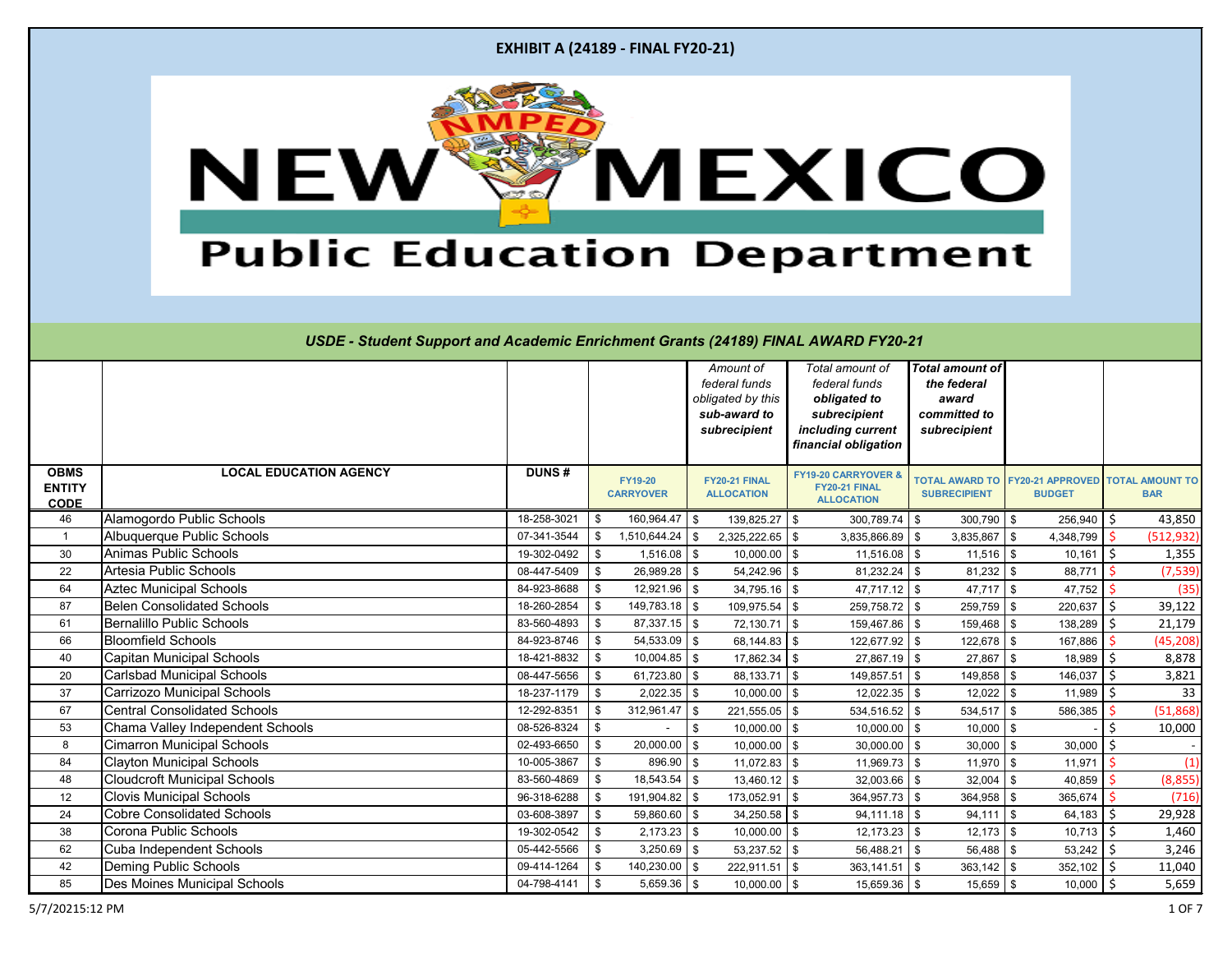**EXHIBIT A (24189 - FINAL FY20-21)**

NEW MEXICO Public Education Department

***USDE - Student Support and Academic Enrichment Grants (24189) FINAL AWARD FY20-21***

| | | | | *Amount of federal funds obligated by this **sub-award to subrecipient*** | *Total amount of federal funds **obligated to subrecipient including current financial obligation*** | ***Total amount of the federal award committed to subrecipient*** | | |
|---|---|---|---|---|---|---|---|---|
| **OBMS ENTITY CODE** | **LOCAL EDUCATION AGENCY** | **DUNS #** | **FY19-20 CARRYOVER** | **FY20-21 FINAL ALLOCATION** | **FY19-20 CARRYOVER & FY20-21 FINAL ALLOCATION** | **TOTAL AWARD TO SUBRECIPIENT** | **FY20-21 APPROVED BUDGET** | **TOTAL AMOUNT TO BAR** |
| 46 | Alamogordo Public Schools | 18-258-3021 | $ 160,964.47 | $ 139,825.27 | $ 300,789.74 | $ 300,790 | $ 256,940 | $ 43,850 |
| 1 | Albuquerque Public Schools | 07-341-3544 | $ 1,510,644.24 | $ 2,325,222.65 | $ 3,835,866.89 | $ 3,835,867 | $ 4,348,799 | $ (512,932) |
| 30 | Animas Public Schools | 19-302-0492 | $ 1,516.08 | $ 10,000.00 | $ 11,516.08 | $ 11,516 | $ 10,161 | $ 1,355 |
| 22 | Artesia Public Schools | 08-447-5409 | $ 26,989.28 | $ 54,242.96 | $ 81,232.24 | $ 81,232 | $ 88,771 | $ (7,539) |
| 64 | Aztec Municipal Schools | 84-923-8688 | $ 12,921.96 | $ 34,795.16 | $ 47,717.12 | $ 47,717 | $ 47,752 | $ (35) |
| 87 | Belen Consolidated Schools | 18-260-2854 | $ 149,783.18 | $ 109,975.54 | $ 259,758.72 | $ 259,759 | $ 220,637 | $ 39,122 |
| 61 | Bernalillo Public Schools | 83-560-4893 | $ 87,337.15 | $ 72,130.71 | $ 159,467.86 | $ 159,468 | $ 138,289 | $ 21,179 |
| 66 | Bloomfield Schools | 84-923-8746 | $ 54,533.09 | $ 68,144.83 | $ 122,677.92 | $ 122,678 | $ 167,886 | $ (45,208) |
| 40 | Capitan Municipal Schools | 18-421-8832 | $ 10,004.85 | $ 17,862.34 | $ 27,867.19 | $ 27,867 | $ 18,989 | $ 8,878 |
| 20 | Carlsbad Municipal Schools | 08-447-5656 | $ 61,723.80 | $ 88,133.71 | $ 149,857.51 | $ 149,858 | $ 146,037 | $ 3,821 |
| 37 | Carrizozo Municipal Schools | 18-237-1179 | $ 2,022.35 | $ 10,000.00 | $ 12,022.35 | $ 12,022 | $ 11,989 | $ 33 |
| 67 | Central Consolidated Schools | 12-292-8351 | $ 312,961.47 | $ 221,555.05 | $ 534,516.52 | $ 534,517 | $ 586,385 | $ (51,868) |
| 53 | Chama Valley Independent Schools | 08-526-8324 | $ - | $ 10,000.00 | $ 10,000.00 | $ 10,000 | $ - | $ 10,000 |
| 8 | Cimarron Municipal Schools | 02-493-6650 | $ 20,000.00 | $ 10,000.00 | $ 30,000.00 | $ 30,000 | $ 30,000 | $ - |
| 84 | Clayton Municipal Schools | 10-005-3867 | $ 896.90 | $ 11,072.83 | $ 11,969.73 | $ 11,970 | $ 11,971 | $ (1) |
| 48 | Cloudcroft Municipal Schools | 83-560-4869 | $ 18,543.54 | $ 13,460.12 | $ 32,003.66 | $ 32,004 | $ 40,859 | $ (8,855) |
| 12 | Clovis Municipal Schools | 96-318-6288 | $ 191,904.82 | $ 173,052.91 | $ 364,957.73 | $ 364,958 | $ 365,674 | $ (716) |
| 24 | Cobre Consolidated Schools | 03-608-3897 | $ 59,860.60 | $ 34,250.58 | $ 94,111.18 | $ 94,111 | $ 64,183 | $ 29,928 |
| 38 | Corona Public Schools | 19-302-0542 | $ 2,173.23 | $ 10,000.00 | $ 12,173.23 | $ 12,173 | $ 10,713 | $ 1,460 |
| 62 | Cuba Independent Schools | 05-442-5566 | $ 3,250.69 | $ 53,237.52 | $ 56,488.21 | $ 56,488 | $ 53,242 | $ 3,246 |
| 42 | Deming Public Schools | 09-414-1264 | $ 140,230.00 | $ 222,911.51 | $ 363,141.51 | $ 363,142 | $ 352,102 | $ 11,040 |
| 85 | Des Moines Municipal Schools | 04-798-4141 | $ 5,659.36 | $ 10,000.00 | $ 15,659.36 | $ 15,659 | $ 10,000 | $ 5,659 |

5/7/2021 5:12 PM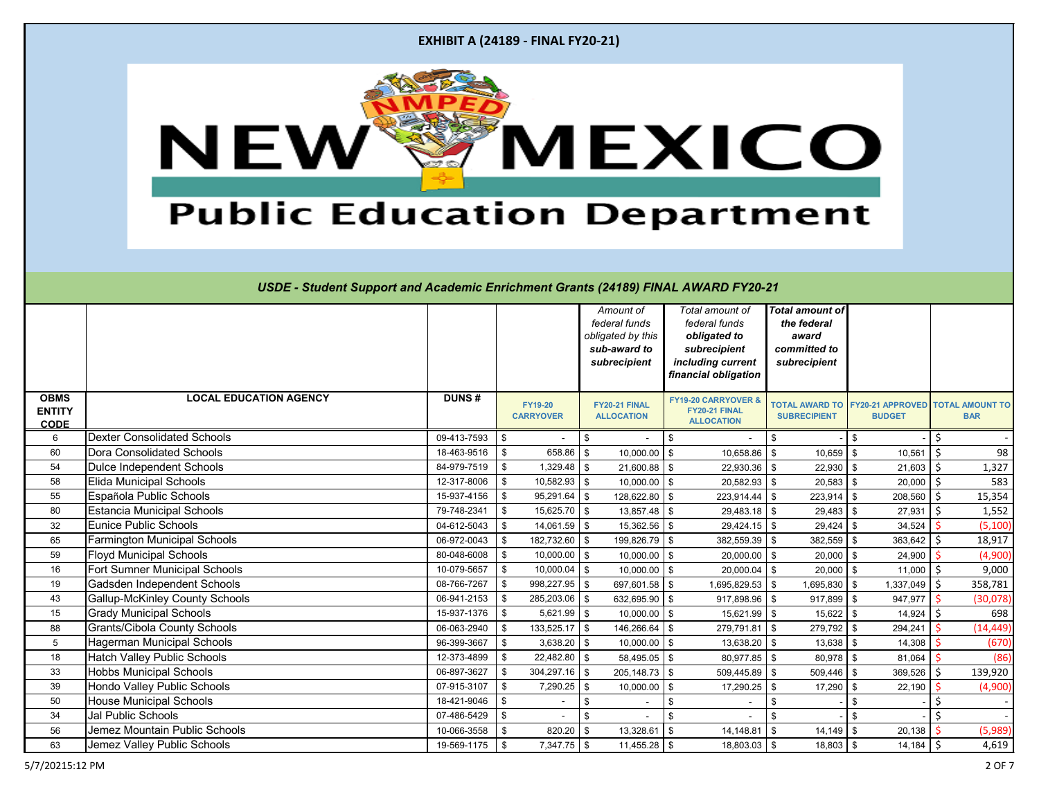**EXHIBIT A (24189 - FINAL FY20-21)**

NEW MEXICO

Public Education Department

***USDE - Student Support and Academic Enrichment Grants (24189) FINAL AWARD FY20-21***

| | | | | *Amount of federal funds obligated by this **sub-award to subrecipient*** | *Total amount of federal funds **obligated to subrecipient including current financial obligation*** | ***Total amount of the federal award committed to subrecipient*** | | |
|---|---|---|---|---|---|---|---|---|
| **OBMS ENTITY CODE** | **LOCAL EDUCATION AGENCY** | **DUNS #** | **FY19-20 CARRYOVER** | **FY20-21 FINAL ALLOCATION** | **FY19-20 CARRYOVER & FY20-21 FINAL ALLOCATION** | **TOTAL AWARD TO SUBRECIPIENT** | **FY20-21 APPROVED BUDGET** | **TOTAL AMOUNT TO BAR** |
| 6 | Dexter Consolidated Schools | 09-413-7593 | $ - | $ - | $ - | $ - | $ - | $ - |
| 60 | Dora Consolidated Schools | 18-463-9516 | $ 658.86 | $ 10,000.00 | $ 10,658.86 | $ 10,659 | $ 10,561 | $ 98 |
| 54 | Dulce Independent Schools | 84-979-7519 | $ 1,329.48 | $ 21,600.88 | $ 22,930.36 | $ 22,930 | $ 21,603 | $ 1,327 |
| 58 | Elida Municipal Schools | 12-317-8006 | $ 10,582.93 | $ 10,000.00 | $ 20,582.93 | $ 20,583 | $ 20,000 | $ 583 |
| 55 | Española Public Schools | 15-937-4156 | $ 95,291.64 | $ 128,622.80 | $ 223,914.44 | $ 223,914 | $ 208,560 | $ 15,354 |
| 80 | Estancia Municipal Schools | 79-748-2341 | $ 15,625.70 | $ 13,857.48 | $ 29,483.18 | $ 29,483 | $ 27,931 | $ 1,552 |
| 32 | Eunice Public Schools | 04-612-5043 | $ 14,061.59 | $ 15,362.56 | $ 29,424.15 | $ 29,424 | $ 34,524 | $ (5,100) |
| 65 | Farmington Municipal Schools | 06-972-0043 | $ 182,732.60 | $ 199,826.79 | $ 382,559.39 | $ 382,559 | $ 363,642 | $ 18,917 |
| 59 | Floyd Municipal Schools | 80-048-6008 | $ 10,000.00 | $ 10,000.00 | $ 20,000.00 | $ 20,000 | $ 24,900 | $ (4,900) |
| 16 | Fort Sumner Municipal Schools | 10-079-5657 | $ 10,000.04 | $ 10,000.00 | $ 20,000.04 | $ 20,000 | $ 11,000 | $ 9,000 |
| 19 | Gadsden Independent Schools | 08-766-7267 | $ 998,227.95 | $ 697,601.58 | $ 1,695,829.53 | $ 1,695,830 | $ 1,337,049 | $ 358,781 |
| 43 | Gallup-McKinley County Schools | 06-941-2153 | $ 285,203.06 | $ 632,695.90 | $ 917,898.96 | $ 917,899 | $ 947,977 | $ (30,078) |
| 15 | Grady Municipal Schools | 15-937-1376 | $ 5,621.99 | $ 10,000.00 | $ 15,621.99 | $ 15,622 | $ 14,924 | $ 698 |
| 88 | Grants/Cibola County Schools | 06-063-2940 | $ 133,525.17 | $ 146,266.64 | $ 279,791.81 | $ 279,792 | $ 294,241 | $ (14,449) |
| 5 | Hagerman Municipal Schools | 96-399-3667 | $ 3,638.20 | $ 10,000.00 | $ 13,638.20 | $ 13,638 | $ 14,308 | $ (670) |
| 18 | Hatch Valley Public Schools | 12-373-4899 | $ 22,482.80 | $ 58,495.05 | $ 80,977.85 | $ 80,978 | $ 81,064 | $ (86) |
| 33 | Hobbs Municipal Schools | 06-897-3627 | $ 304,297.16 | $ 205,148.73 | $ 509,445.89 | $ 509,446 | $ 369,526 | $ 139,920 |
| 39 | Hondo Valley Public Schools | 07-915-3107 | $ 7,290.25 | $ 10,000.00 | $ 17,290.25 | $ 17,290 | $ 22,190 | $ (4,900) |
| 50 | House Municipal Schools | 18-421-9046 | $ - | $ - | $ - | $ - | $ - | $ - |
| 34 | Jal Public Schools | 07-486-5429 | $ - | $ - | $ - | $ - | $ - | $ - |
| 56 | Jemez Mountain Public Schools | 10-066-3558 | $ 820.20 | $ 13,328.61 | $ 14,148.81 | $ 14,149 | $ 20,138 | $ (5,989) |
| 63 | Jemez Valley Public Schools | 19-569-1175 | $ 7,347.75 | $ 11,455.28 | $ 18,803.03 | $ 18,803 | $ 14,184 | $ 4,619 |

5/7/20215:12 PM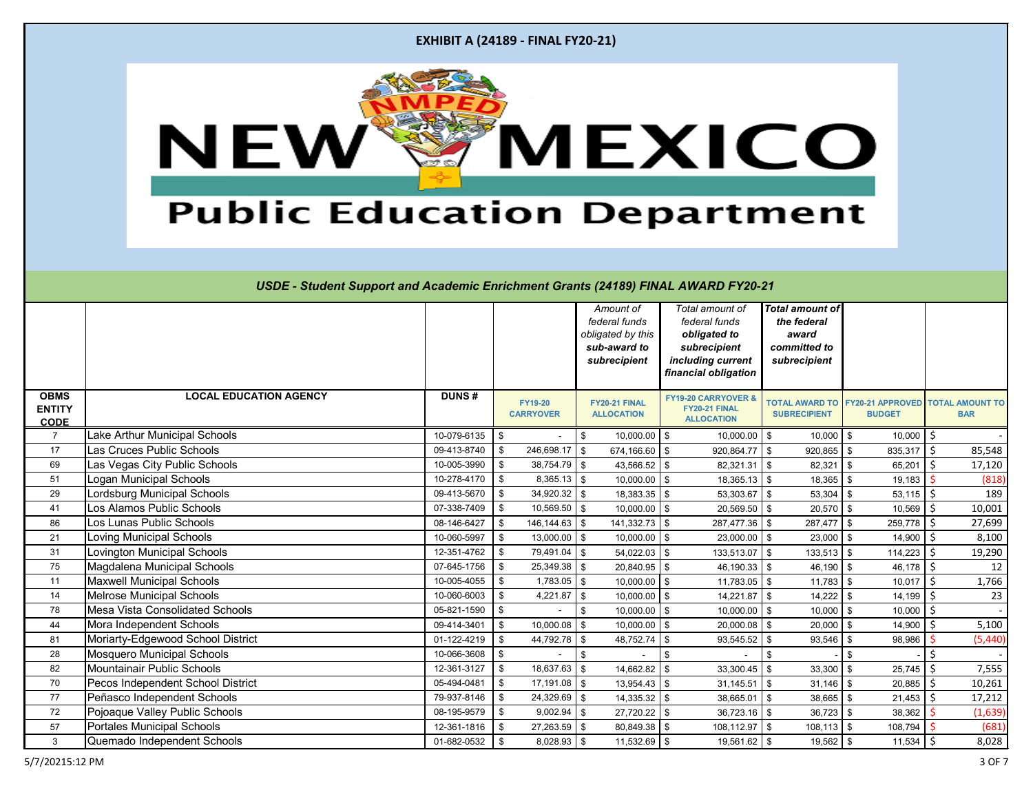**EXHIBIT A (24189 - FINAL FY20-21)**

# NEW MEXICO Public Education Department

## USDE - Student Support and Academic Enrichment Grants (24189) FINAL AWARD FY20-21

| | | | | *Amount of federal funds obligated by this sub-award to subrecipient* | *Total amount of federal funds obligated to subrecipient including current financial obligation* | *Total amount of the federal award committed to subrecipient* | | |
|---|---|---|---|---|---|---|---|---|
| **OBMS ENTITY CODE** | **LOCAL EDUCATION AGENCY** | **DUNS #** | **FY19-20 CARRYOVER** | **FY20-21 FINAL ALLOCATION** | **FY19-20 CARRYOVER & FY20-21 FINAL ALLOCATION** | **TOTAL AWARD TO SUBRECIPIENT** | **FY20-21 APPROVED BUDGET** | **TOTAL AMOUNT TO BAR** |
| 7 | Lake Arthur Municipal Schools | 10-079-6135 | $ - | $ 10,000.00 | $ 10,000.00 | $ 10,000 | $ 10,000 | $ - |
| 17 | Las Cruces Public Schools | 09-413-8740 | $ 246,698.17 | $ 674,166.60 | $ 920,864.77 | $ 920,865 | $ 835,317 | $ 85,548 |
| 69 | Las Vegas City Public Schools | 10-005-3990 | $ 38,754.79 | $ 43,566.52 | $ 82,321.31 | $ 82,321 | $ 65,201 | $ 17,120 |
| 51 | Logan Municipal Schools | 10-278-4170 | $ 8,365.13 | $ 10,000.00 | $ 18,365.13 | $ 18,365 | $ 19,183 | $ (818) |
| 29 | Lordsburg Municipal Schools | 09-413-5670 | $ 34,920.32 | $ 18,383.35 | $ 53,303.67 | $ 53,304 | $ 53,115 | $ 189 |
| 41 | Los Alamos Public Schools | 07-338-7409 | $ 10,569.50 | $ 10,000.00 | $ 20,569.50 | $ 20,570 | $ 10,569 | $ 10,001 |
| 86 | Los Lunas Public Schools | 08-146-6427 | $ 146,144.63 | $ 141,332.73 | $ 287,477.36 | $ 287,477 | $ 259,778 | $ 27,699 |
| 21 | Loving Municipal Schools | 10-060-5997 | $ 13,000.00 | $ 10,000.00 | $ 23,000.00 | $ 23,000 | $ 14,900 | $ 8,100 |
| 31 | Lovington Municipal Schools | 12-351-4762 | $ 79,491.04 | $ 54,022.03 | $ 133,513.07 | $ 133,513 | $ 114,223 | $ 19,290 |
| 75 | Magdalena Municipal Schools | 07-645-1756 | $ 25,349.38 | $ 20,840.95 | $ 46,190.33 | $ 46,190 | $ 46,178 | $ 12 |
| 11 | Maxwell Municipal Schools | 10-005-4055 | $ 1,783.05 | $ 10,000.00 | $ 11,783.05 | $ 11,783 | $ 10,017 | $ 1,766 |
| 14 | Melrose Municipal Schools | 10-060-6003 | $ 4,221.87 | $ 10,000.00 | $ 14,221.87 | $ 14,222 | $ 14,199 | $ 23 |
| 78 | Mesa Vista Consolidated Schools | 05-821-1590 | $ - | $ 10,000.00 | $ 10,000.00 | $ 10,000 | $ 10,000 | $ - |
| 44 | Mora Independent Schools | 09-414-3401 | $ 10,000.08 | $ 10,000.00 | $ 20,000.08 | $ 20,000 | $ 14,900 | $ 5,100 |
| 81 | Moriarty-Edgewood School District | 01-122-4219 | $ 44,792.78 | $ 48,752.74 | $ 93,545.52 | $ 93,546 | $ 98,986 | $ (5,440) |
| 28 | Mosquero Municipal Schools | 10-066-3608 | $ - | $ - | $ - | $ - | $ - | $ - |
| 82 | Mountainair Public Schools | 12-361-3127 | $ 18,637.63 | $ 14,662.82 | $ 33,300.45 | $ 33,300 | $ 25,745 | $ 7,555 |
| 70 | Pecos Independent School District | 05-494-0481 | $ 17,191.08 | $ 13,954.43 | $ 31,145.51 | $ 31,146 | $ 20,885 | $ 10,261 |
| 77 | Peñasco Independent Schools | 79-937-8146 | $ 24,329.69 | $ 14,335.32 | $ 38,665.01 | $ 38,665 | $ 21,453 | $ 17,212 |
| 72 | Pojoaque Valley Public Schools | 08-195-9579 | $ 9,002.94 | $ 27,720.22 | $ 36,723.16 | $ 36,723 | $ 38,362 | $ (1,639) |
| 57 | Portales Municipal Schools | 12-361-1816 | $ 27,263.59 | $ 80,849.38 | $ 108,112.97 | $ 108,113 | $ 108,794 | $ (681) |
| 3 | Quemado Independent Schools | 01-682-0532 | $ 8,028.93 | $ 11,532.69 | $ 19,561.62 | $ 19,562 | $ 11,534 | $ 8,028 |

5/7/20215:12 PM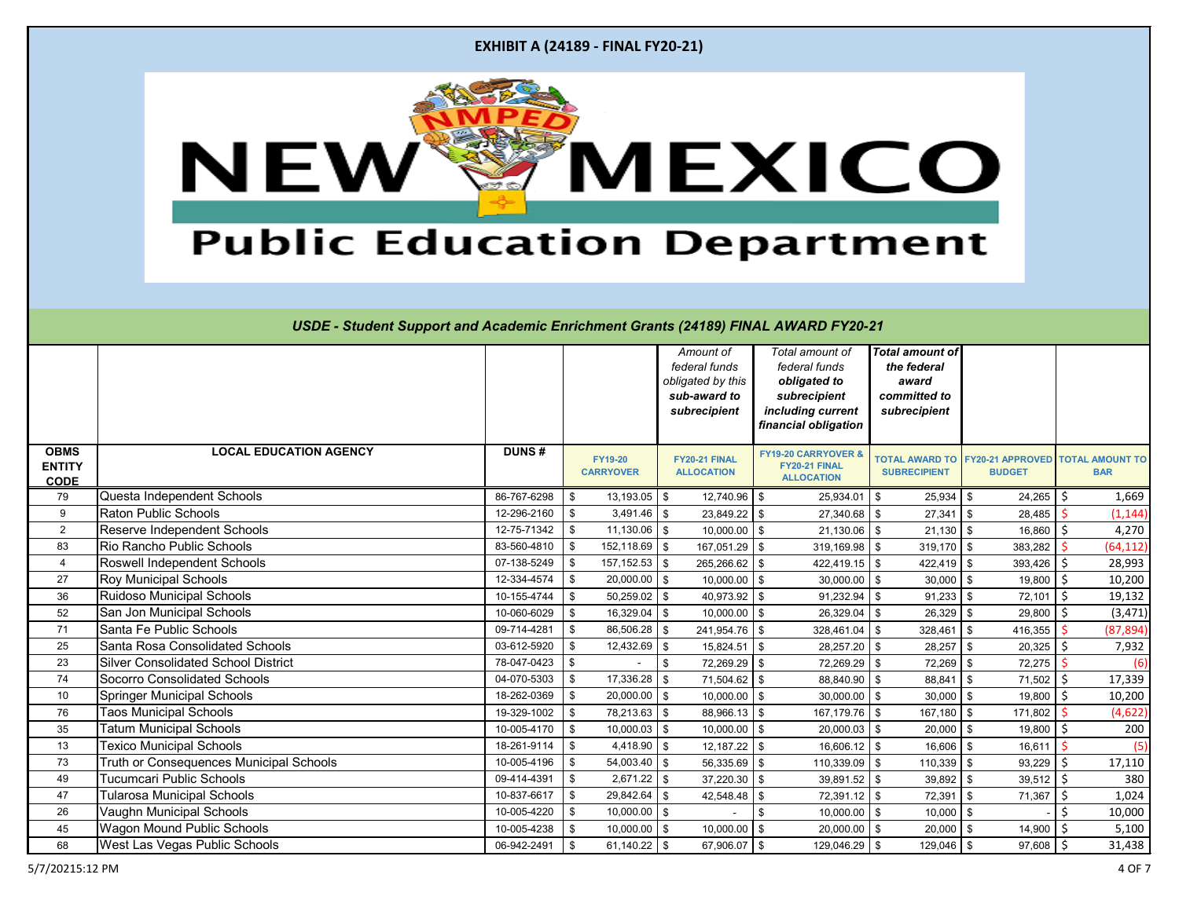**EXHIBIT A (24189 - FINAL FY20-21)**

# NEW MEXICO Public Education Department

### USDE - Student Support and Academic Enrichment Grants (24189) FINAL AWARD FY20-21

| OBMS ENTITY CODE | LOCAL EDUCATION AGENCY | DUNS # | FY19-20 CARRYOVER | FY20-21 FINAL ALLOCATION *(Amount of federal funds obligated by this sub-award to subrecipient)* | FY19-20 CARRYOVER & FY20-21 FINAL ALLOCATION *(Total amount of federal funds obligated to subrecipient including current financial obligation)* | TOTAL AWARD TO SUBRECIPIENT *(Total amount of the federal award committed to subrecipient)* | FY20-21 APPROVED BUDGET | TOTAL AMOUNT TO BAR |
|---|---|---|---|---|---|---|---|---|
| 79 | Questa Independent Schools | 86-767-6298 | $ 13,193.05 | $ 12,740.96 | $ 25,934.01 | $ 25,934 | $ 24,265 | $ 1,669 |
| 9 | Raton Public Schools | 12-296-2160 | $ 3,491.46 | $ 23,849.22 | $ 27,340.68 | $ 27,341 | $ 28,485 | $ (1,144) |
| 2 | Reserve Independent Schools | 12-75-71342 | $ 11,130.06 | $ 10,000.00 | $ 21,130.06 | $ 21,130 | $ 16,860 | $ 4,270 |
| 83 | Rio Rancho Public Schools | 83-560-4810 | $ 152,118.69 | $ 167,051.29 | $ 319,169.98 | $ 319,170 | $ 383,282 | $ (64,112) |
| 4 | Roswell Independent Schools | 07-138-5249 | $ 157,152.53 | $ 265,266.62 | $ 422,419.15 | $ 422,419 | $ 393,426 | $ 28,993 |
| 27 | Roy Municipal Schools | 12-334-4574 | $ 20,000.00 | $ 10,000.00 | $ 30,000.00 | $ 30,000 | $ 19,800 | $ 10,200 |
| 36 | Ruidoso Municipal Schools | 10-155-4744 | $ 50,259.02 | $ 40,973.92 | $ 91,232.94 | $ 91,233 | $ 72,101 | $ 19,132 |
| 52 | San Jon Municipal Schools | 10-060-6029 | $ 16,329.04 | $ 10,000.00 | $ 26,329.04 | $ 26,329 | $ 29,800 | $ (3,471) |
| 71 | Santa Fe Public Schools | 09-714-4281 | $ 86,506.28 | $ 241,954.76 | $ 328,461.04 | $ 328,461 | $ 416,355 | $ (87,894) |
| 25 | Santa Rosa Consolidated Schools | 03-612-5920 | $ 12,432.69 | $ 15,824.51 | $ 28,257.20 | $ 28,257 | $ 20,325 | $ 7,932 |
| 23 | Silver Consolidated School District | 78-047-0423 | $ - | $ 72,269.29 | $ 72,269.29 | $ 72,269 | $ 72,275 | $ (6) |
| 74 | Socorro Consolidated Schools | 04-070-5303 | $ 17,336.28 | $ 71,504.62 | $ 88,840.90 | $ 88,841 | $ 71,502 | $ 17,339 |
| 10 | Springer Municipal Schools | 18-262-0369 | $ 20,000.00 | $ 10,000.00 | $ 30,000.00 | $ 30,000 | $ 19,800 | $ 10,200 |
| 76 | Taos Municipal Schools | 19-329-1002 | $ 78,213.63 | $ 88,966.13 | $ 167,179.76 | $ 167,180 | $ 171,802 | $ (4,622) |
| 35 | Tatum Municipal Schools | 10-005-4170 | $ 10,000.03 | $ 10,000.00 | $ 20,000.03 | $ 20,000 | $ 19,800 | $ 200 |
| 13 | Texico Municipal Schools | 18-261-9114 | $ 4,418.90 | $ 12,187.22 | $ 16,606.12 | $ 16,606 | $ 16,611 | $ (5) |
| 73 | Truth or Consequences Municipal Schools | 10-005-4196 | $ 54,003.40 | $ 56,335.69 | $ 110,339.09 | $ 110,339 | $ 93,229 | $ 17,110 |
| 49 | Tucumcari Public Schools | 09-414-4391 | $ 2,671.22 | $ 37,220.30 | $ 39,891.52 | $ 39,892 | $ 39,512 | $ 380 |
| 47 | Tularosa Municipal Schools | 10-837-6617 | $ 29,842.64 | $ 42,548.48 | $ 72,391.12 | $ 72,391 | $ 71,367 | $ 1,024 |
| 26 | Vaughn Municipal Schools | 10-005-4220 | $ 10,000.00 | $ - | $ 10,000.00 | $ 10,000 | $ - | $ 10,000 |
| 45 | Wagon Mound Public Schools | 10-005-4238 | $ 10,000.00 | $ 10,000.00 | $ 20,000.00 | $ 20,000 | $ 14,900 | $ 5,100 |
| 68 | West Las Vegas Public Schools | 06-942-2491 | $ 61,140.22 | $ 67,906.07 | $ 129,046.29 | $ 129,046 | $ 97,608 | $ 31,438 |

5/7/2021 5:12 PM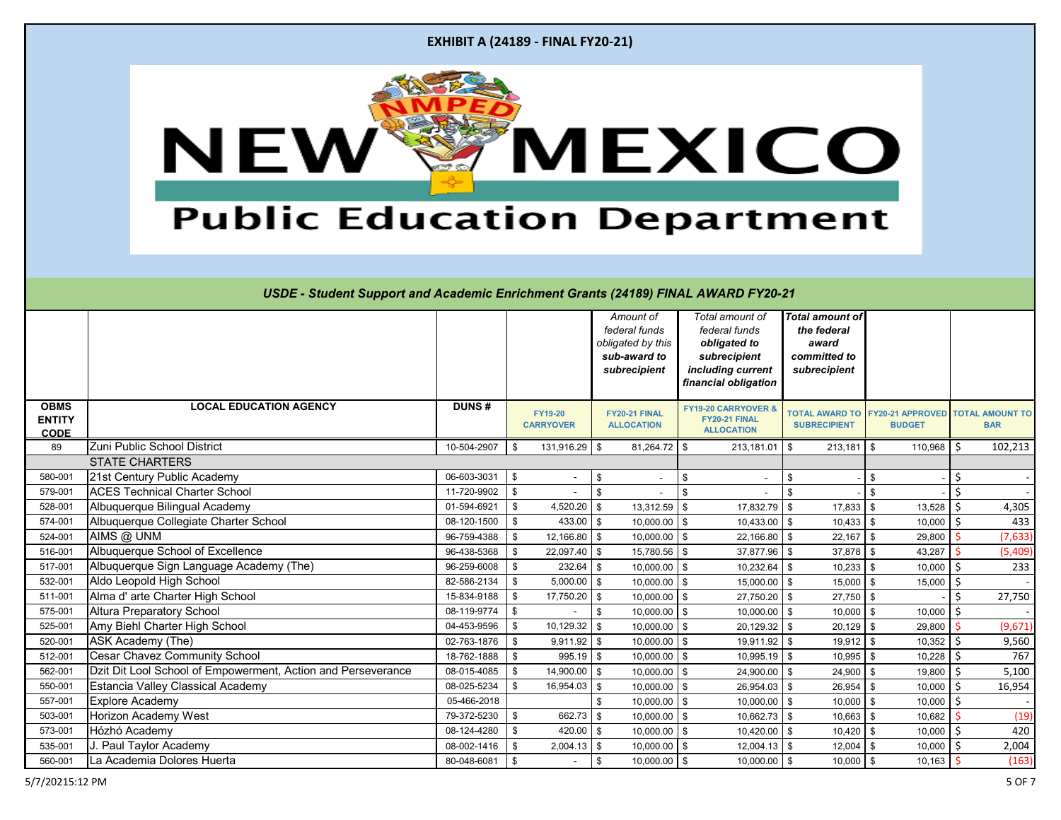EXHIBIT A (24189 - FINAL FY20-21)

NEW MEXICO Public Education Department

*USDE - Student Support and Academic Enrichment Grants (24189) FINAL AWARD FY20-21*

| | | | | *Amount of federal funds obligated by this sub-award to subrecipient* | *Total amount of federal funds obligated to subrecipient including current financial obligation* | *Total amount of the federal award committed to subrecipient* | | |
|---|---|---|---|---|---|---|---|---|
| **OBMS ENTITY CODE** | **LOCAL EDUCATION AGENCY** | **DUNS #** | **FY19-20 CARRYOVER** | **FY20-21 FINAL ALLOCATION** | **FY19-20 CARRYOVER & FY20-21 FINAL ALLOCATION** | **TOTAL AWARD TO SUBRECIPIENT** | **FY20-21 APPROVED BUDGET** | **TOTAL AMOUNT TO BAR** |
| 89 | Zuni Public School District | 10-504-2907 | $ 131,916.29 | $ 81,264.72 | $ 213,181.01 | $ 213,181 | $ 110,968 | $ 102,213 |
| | STATE CHARTERS | | | | | | | |
| 580-001 | 21st Century Public Academy | 06-603-3031 | $ - | $ - | $ - | $ - | $ - | $ - |
| 579-001 | ACES Technical Charter School | 11-720-9902 | $ - | $ - | $ - | $ - | $ - | $ - |
| 528-001 | Albuquerque Bilingual Academy | 01-594-6921 | $ 4,520.20 | $ 13,312.59 | $ 17,832.79 | $ 17,833 | $ 13,528 | $ 4,305 |
| 574-001 | Albuquerque Collegiate Charter School | 08-120-1500 | $ 433.00 | $ 10,000.00 | $ 10,433.00 | $ 10,433 | $ 10,000 | $ 433 |
| 524-001 | AIMS @ UNM | 96-759-4388 | $ 12,166.80 | $ 10,000.00 | $ 22,166.80 | $ 22,167 | $ 29,800 | $ (7,633) |
| 516-001 | Albuquerque School of Excellence | 96-438-5368 | $ 22,097.40 | $ 15,780.56 | $ 37,877.96 | $ 37,878 | $ 43,287 | $ (5,409) |
| 517-001 | Albuquerque Sign Language Academy (The) | 96-259-6008 | $ 232.64 | $ 10,000.00 | $ 10,232.64 | $ 10,233 | $ 10,000 | $ 233 |
| 532-001 | Aldo Leopold High School | 82-586-2134 | $ 5,000.00 | $ 10,000.00 | $ 15,000.00 | $ 15,000 | $ 15,000 | $ - |
| 511-001 | Alma d' arte Charter High School | 15-834-9188 | $ 17,750.20 | $ 10,000.00 | $ 27,750.20 | $ 27,750 | $ - | $ 27,750 |
| 575-001 | Altura Preparatory School | 08-119-9774 | $ - | $ 10,000.00 | $ 10,000.00 | $ 10,000 | $ 10,000 | $ - |
| 525-001 | Amy Biehl Charter High School | 04-453-9596 | $ 10,129.32 | $ 10,000.00 | $ 20,129.32 | $ 20,129 | $ 29,800 | $ (9,671) |
| 520-001 | ASK Academy (The) | 02-763-1876 | $ 9,911.92 | $ 10,000.00 | $ 19,911.92 | $ 19,912 | $ 10,352 | $ 9,560 |
| 512-001 | Cesar Chavez Community School | 18-762-1888 | $ 995.19 | $ 10,000.00 | $ 10,995.19 | $ 10,995 | $ 10,228 | $ 767 |
| 562-001 | Dzit Dit Lool School of Empowerment, Action and Perseverance | 08-015-4085 | $ 14,900.00 | $ 10,000.00 | $ 24,900.00 | $ 24,900 | $ 19,800 | $ 5,100 |
| 550-001 | Estancia Valley Classical Academy | 08-025-5234 | $ 16,954.03 | $ 10,000.00 | $ 26,954.03 | $ 26,954 | $ 10,000 | $ 16,954 |
| 557-001 | Explore Academy | 05-466-2018 | | $ 10,000.00 | $ 10,000.00 | $ 10,000 | $ 10,000 | $ - |
| 503-001 | Horizon Academy West | 79-372-5230 | $ 662.73 | $ 10,000.00 | $ 10,662.73 | $ 10,663 | $ 10,682 | $ (19) |
| 573-001 | Hózhó Academy | 08-124-4280 | $ 420.00 | $ 10,000.00 | $ 10,420.00 | $ 10,420 | $ 10,000 | $ 420 |
| 535-001 | J. Paul Taylor Academy | 08-002-1416 | $ 2,004.13 | $ 10,000.00 | $ 12,004.13 | $ 12,004 | $ 10,000 | $ 2,004 |
| 560-001 | La Academia Dolores Huerta | 80-048-6081 | $ - | $ 10,000.00 | $ 10,000.00 | $ 10,000 | $ 10,163 | $ (163) |

5/7/2021 5:12 PM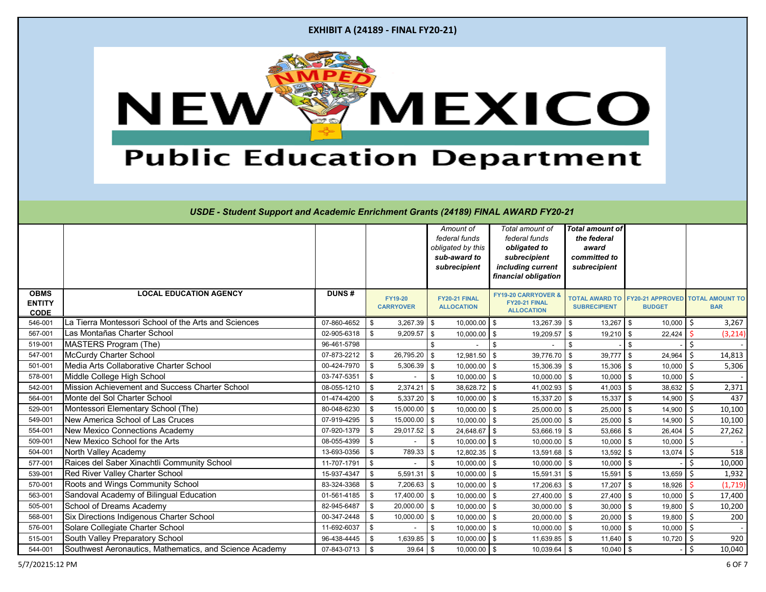**EXHIBIT A (24189 - FINAL FY20-21)**

NEW MEXICO
Public Education Department

*USDE - Student Support and Academic Enrichment Grants (24189) FINAL AWARD FY20-21*

| | | | | *Amount of federal funds obligated by this sub-award to subrecipient* | *Total amount of federal funds obligated to subrecipient including current financial obligation* | *Total amount of the federal award committed to subrecipient* | | |
|---|---|---|---|---|---|---|---|---|
| **OBMS ENTITY CODE** | **LOCAL EDUCATION AGENCY** | **DUNS #** | **FY19-20 CARRYOVER** | **FY20-21 FINAL ALLOCATION** | **FY19-20 CARRYOVER & FY20-21 FINAL ALLOCATION** | **TOTAL AWARD TO SUBRECIPIENT** | **FY20-21 APPROVED BUDGET** | **TOTAL AMOUNT TO BAR** |
| 546-001 | La Tierra Montessori School of the Arts and Sciences | 07-860-4652 | $ 3,267.39 | $ 10,000.00 | $ 13,267.39 | $ 13,267 | $ 10,000 | $ 3,267 |
| 567-001 | Las Montañas Charter School | 02-905-6318 | $ 9,209.57 | $ 10,000.00 | $ 19,209.57 | $ 19,210 | $ 22,424 | $ (3,214) |
| 519-001 | MASTERS Program (The) | 96-461-5798 | | $ - | $ - | $ - | $ - | $ - |
| 547-001 | McCurdy Charter School | 07-873-2212 | $ 26,795.20 | $ 12,981.50 | $ 39,776.70 | $ 39,777 | $ 24,964 | $ 14,813 |
| 501-001 | Media Arts Collaborative Charter School | 00-424-7970 | $ 5,306.39 | $ 10,000.00 | $ 15,306.39 | $ 15,306 | $ 10,000 | $ 5,306 |
| 578-001 | Middle College High School | 03-747-5351 | $ - | $ 10,000.00 | $ 10,000.00 | $ 10,000 | $ 10,000 | $ - |
| 542-001 | Mission Achievement and Success Charter School | 08-055-1210 | $ 2,374.21 | $ 38,628.72 | $ 41,002.93 | $ 41,003 | $ 38,632 | $ 2,371 |
| 564-001 | Monte del Sol Charter School | 01-474-4200 | $ 5,337.20 | $ 10,000.00 | $ 15,337.20 | $ 15,337 | $ 14,900 | $ 437 |
| 529-001 | Montessori Elementary School (The) | 80-048-6230 | $ 15,000.00 | $ 10,000.00 | $ 25,000.00 | $ 25,000 | $ 14,900 | $ 10,100 |
| 549-001 | New America School of Las Cruces | 07-919-4295 | $ 15,000.00 | $ 10,000.00 | $ 25,000.00 | $ 25,000 | $ 14,900 | $ 10,100 |
| 554-001 | New Mexico Connections Academy | 07-920-1379 | $ 29,017.52 | $ 24,648.67 | $ 53,666.19 | $ 53,666 | $ 26,404 | $ 27,262 |
| 509-001 | New Mexico School for the Arts | 08-055-4399 | $ - | $ 10,000.00 | $ 10,000.00 | $ 10,000 | $ 10,000 | $ - |
| 504-001 | North Valley Academy | 13-693-0356 | $ 789.33 | $ 12,802.35 | $ 13,591.68 | $ 13,592 | $ 13,074 | $ 518 |
| 577-001 | Raices del Saber Xinachtli Community School | 11-707-1791 | $ - | $ 10,000.00 | $ 10,000.00 | $ 10,000 | $ - | $ 10,000 |
| 539-001 | Red River Valley Charter School | 15-937-4347 | $ 5,591.31 | $ 10,000.00 | $ 15,591.31 | $ 15,591 | $ 13,659 | $ 1,932 |
| 570-001 | Roots and Wings Community School | 83-324-3368 | $ 7,206.63 | $ 10,000.00 | $ 17,206.63 | $ 17,207 | $ 18,926 | $ (1,719) |
| 563-001 | Sandoval Academy of Bilingual Education | 01-561-4185 | $ 17,400.00 | $ 10,000.00 | $ 27,400.00 | $ 27,400 | $ 10,000 | $ 17,400 |
| 505-001 | School of Dreams Academy | 82-945-6487 | $ 20,000.00 | $ 10,000.00 | $ 30,000.00 | $ 30,000 | $ 19,800 | $ 10,200 |
| 568-001 | Six Directions Indigenous Charter School | 00-347-2448 | $ 10,000.00 | $ 10,000.00 | $ 20,000.00 | $ 20,000 | $ 19,800 | $ 200 |
| 576-001 | Solare Collegiate Charter School | 11-692-6037 | $ - | $ 10,000.00 | $ 10,000.00 | $ 10,000 | $ 10,000 | $ - |
| 515-001 | South Valley Preparatory School | 96-438-4445 | $ 1,639.85 | $ 10,000.00 | $ 11,639.85 | $ 11,640 | $ 10,720 | $ 920 |
| 544-001 | Southwest Aeronautics, Mathematics, and Science Academy | 07-843-0713 | $ 39.64 | $ 10,000.00 | $ 10,039.64 | $ 10,040 | $ - | $ 10,040 |

5/7/20215:12 PM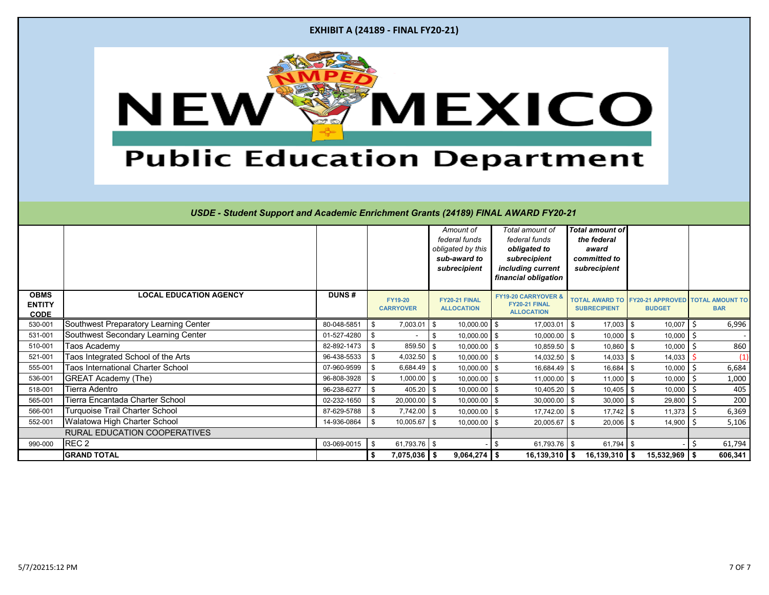**EXHIBIT A (24189 - FINAL FY20-21)**

# NEW MEXICO Public Education Department

***USDE - Student Support and Academic Enrichment Grants (24189) FINAL AWARD FY20-21***

| | | | | *Amount of federal funds obligated by this **sub-award to subrecipient*** | *Total amount of federal funds **obligated to subrecipient including current financial obligation*** | ***Total amount of the federal award committed to subrecipient*** | | |
|---|---|---|---|---|---|---|---|---|
| **OBMS ENTITY CODE** | **LOCAL EDUCATION AGENCY** | **DUNS #** | **FY19-20 CARRYOVER** | **FY20-21 FINAL ALLOCATION** | **FY19-20 CARRYOVER & FY20-21 FINAL ALLOCATION** | **TOTAL AWARD TO SUBRECIPIENT** | **FY20-21 APPROVED BUDGET** | **TOTAL AMOUNT TO BAR** |
| 530-001 | Southwest Preparatory Learning Center | 80-048-5851 | $ 7,003.01 | $ 10,000.00 | $ 17,003.01 | $ 17,003 | $ 10,007 | $ 6,996 |
| 531-001 | Southwest Secondary Learning Center | 01-527-4280 | $ - | $ 10,000.00 | $ 10,000.00 | $ 10,000 | $ 10,000 | $ - |
| 510-001 | Taos Academy | 82-892-1473 | $ 859.50 | $ 10,000.00 | $ 10,859.50 | $ 10,860 | $ 10,000 | $ 860 |
| 521-001 | Taos Integrated School of the Arts | 96-438-5533 | $ 4,032.50 | $ 10,000.00 | $ 14,032.50 | $ 14,033 | $ 14,033 | $ (1) |
| 555-001 | Taos International Charter School | 07-960-9599 | $ 6,684.49 | $ 10,000.00 | $ 16,684.49 | $ 16,684 | $ 10,000 | $ 6,684 |
| 536-001 | GREAT Academy (The) | 96-808-3928 | $ 1,000.00 | $ 10,000.00 | $ 11,000.00 | $ 11,000 | $ 10,000 | $ 1,000 |
| 518-001 | Tierra Adentro | 96-238-6277 | $ 405.20 | $ 10,000.00 | $ 10,405.20 | $ 10,405 | $ 10,000 | $ 405 |
| 565-001 | Tierra Encantada Charter School | 02-232-1650 | $ 20,000.00 | $ 10,000.00 | $ 30,000.00 | $ 30,000 | $ 29,800 | $ 200 |
| 566-001 | Turquoise Trail Charter School | 87-629-5788 | $ 7,742.00 | $ 10,000.00 | $ 17,742.00 | $ 17,742 | $ 11,373 | $ 6,369 |
| 552-001 | Walatowa High Charter School | 14-936-0864 | $ 10,005.67 | $ 10,000.00 | $ 20,005.67 | $ 20,006 | $ 14,900 | $ 5,106 |
| | RURAL EDUCATION COOPERATIVES | | | | | | | |
| 990-000 | REC 2 | 03-069-0015 | $ 61,793.76 | $ - | $ 61,793.76 | $ 61,794 | $ - | $ 61,794 |
| | **GRAND TOTAL** | | **$ 7,075,036** | **$ 9,064,274** | **$ 16,139,310** | **$ 16,139,310** | **$ 15,532,969** | **$ 606,341** |

5/7/20215:12 PM